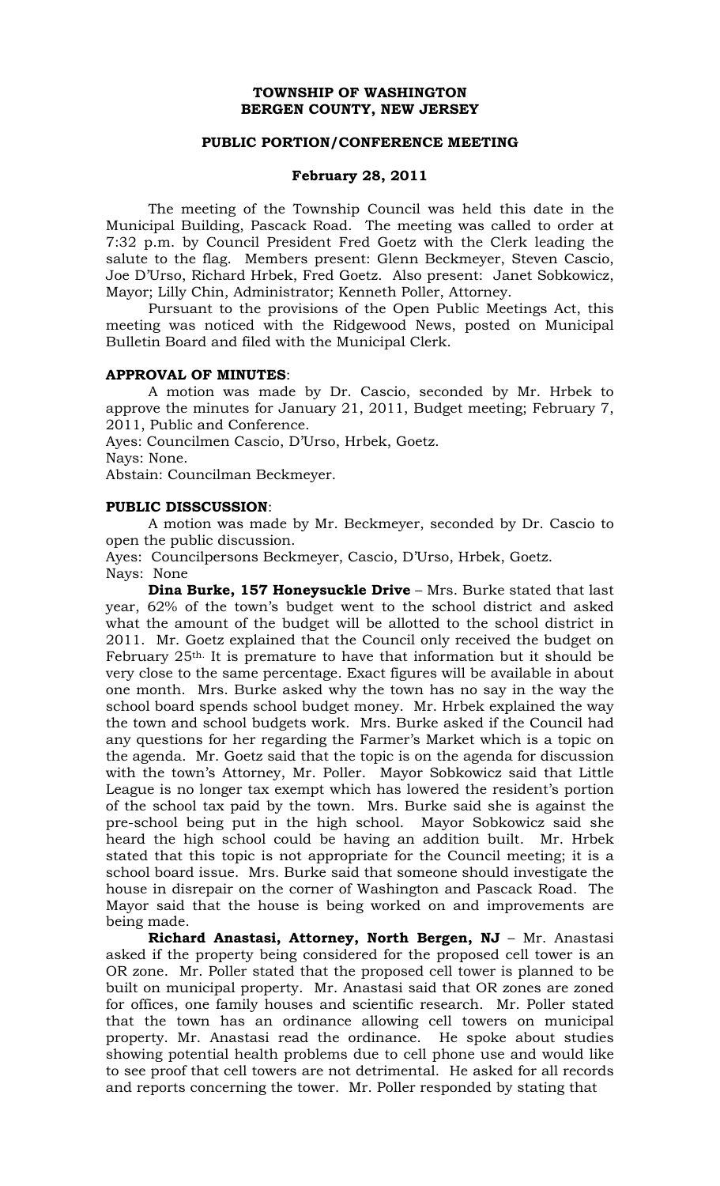**TOWNSHIP OF WASHINGTON**
**BERGEN COUNTY, NEW JERSEY**

**PUBLIC PORTION/CONFERENCE MEETING**

**February 28, 2011**

The meeting of the Township Council was held this date in the Municipal Building, Pascack Road. The meeting was called to order at 7:32 p.m. by Council President Fred Goetz with the Clerk leading the salute to the flag. Members present: Glenn Beckmeyer, Steven Cascio, Joe D'Urso, Richard Hrbek, Fred Goetz. Also present: Janet Sobkowicz, Mayor; Lilly Chin, Administrator; Kenneth Poller, Attorney.

Pursuant to the provisions of the Open Public Meetings Act, this meeting was noticed with the Ridgewood News, posted on Municipal Bulletin Board and filed with the Municipal Clerk.

**APPROVAL OF MINUTES**:

A motion was made by Dr. Cascio, seconded by Mr. Hrbek to approve the minutes for January 21, 2011, Budget meeting; February 7, 2011, Public and Conference.

Ayes: Councilmen Cascio, D'Urso, Hrbek, Goetz.
Nays: None.
Abstain: Councilman Beckmeyer.

**PUBLIC DISSCUSSION**:

A motion was made by Mr. Beckmeyer, seconded by Dr. Cascio to open the public discussion.

Ayes: Councilpersons Beckmeyer, Cascio, D'Urso, Hrbek, Goetz.
Nays: None

**Dina Burke, 157 Honeysuckle Drive** – Mrs. Burke stated that last year, 62% of the town's budget went to the school district and asked what the amount of the budget will be allotted to the school district in 2011. Mr. Goetz explained that the Council only received the budget on February 25th. It is premature to have that information but it should be very close to the same percentage. Exact figures will be available in about one month. Mrs. Burke asked why the town has no say in the way the school board spends school budget money. Mr. Hrbek explained the way the town and school budgets work. Mrs. Burke asked if the Council had any questions for her regarding the Farmer's Market which is a topic on the agenda. Mr. Goetz said that the topic is on the agenda for discussion with the town's Attorney, Mr. Poller. Mayor Sobkowicz said that Little League is no longer tax exempt which has lowered the resident's portion of the school tax paid by the town. Mrs. Burke said she is against the pre-school being put in the high school. Mayor Sobkowicz said she heard the high school could be having an addition built. Mr. Hrbek stated that this topic is not appropriate for the Council meeting; it is a school board issue. Mrs. Burke said that someone should investigate the house in disrepair on the corner of Washington and Pascack Road. The Mayor said that the house is being worked on and improvements are being made.

**Richard Anastasi, Attorney, North Bergen, NJ** – Mr. Anastasi asked if the property being considered for the proposed cell tower is an OR zone. Mr. Poller stated that the proposed cell tower is planned to be built on municipal property. Mr. Anastasi said that OR zones are zoned for offices, one family houses and scientific research. Mr. Poller stated that the town has an ordinance allowing cell towers on municipal property. Mr. Anastasi read the ordinance. He spoke about studies showing potential health problems due to cell phone use and would like to see proof that cell towers are not detrimental. He asked for all records and reports concerning the tower. Mr. Poller responded by stating that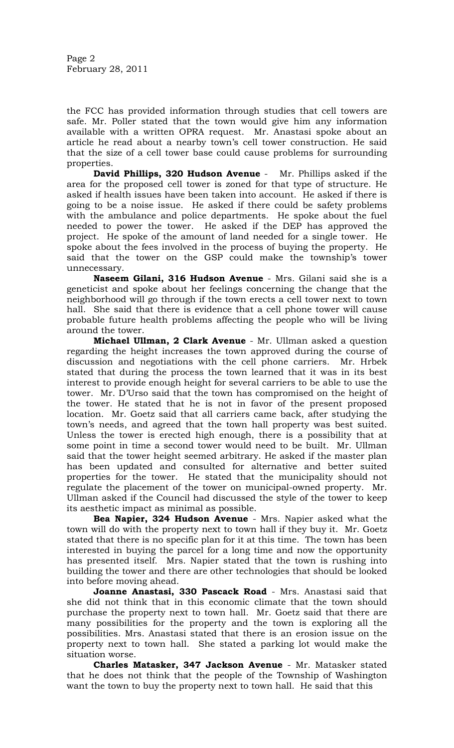the FCC has provided information through studies that cell towers are safe. Mr. Poller stated that the town would give him any information available with a written OPRA request. Mr. Anastasi spoke about an article he read about a nearby town's cell tower construction. He said that the size of a cell tower base could cause problems for surrounding properties.

**David Phillips, 320 Hudson Avenue** - Mr. Phillips asked if the area for the proposed cell tower is zoned for that type of structure. He asked if health issues have been taken into account. He asked if there is going to be a noise issue. He asked if there could be safety problems with the ambulance and police departments. He spoke about the fuel needed to power the tower. He asked if the DEP has approved the project. He spoke of the amount of land needed for a single tower. He spoke about the fees involved in the process of buying the property. He said that the tower on the GSP could make the township's tower unnecessary.

**Naseem Gilani, 316 Hudson Avenue** - Mrs. Gilani said she is a geneticist and spoke about her feelings concerning the change that the neighborhood will go through if the town erects a cell tower next to town hall. She said that there is evidence that a cell phone tower will cause probable future health problems affecting the people who will be living around the tower.

**Michael Ullman, 2 Clark Avenue** - Mr. Ullman asked a question regarding the height increases the town approved during the course of discussion and negotiations with the cell phone carriers. Mr. Hrbek stated that during the process the town learned that it was in its best interest to provide enough height for several carriers to be able to use the tower. Mr. D'Urso said that the town has compromised on the height of the tower. He stated that he is not in favor of the present proposed location. Mr. Goetz said that all carriers came back, after studying the town's needs, and agreed that the town hall property was best suited. Unless the tower is erected high enough, there is a possibility that at some point in time a second tower would need to be built. Mr. Ullman said that the tower height seemed arbitrary. He asked if the master plan has been updated and consulted for alternative and better suited properties for the tower. He stated that the municipality should not regulate the placement of the tower on municipal-owned property. Mr. Ullman asked if the Council had discussed the style of the tower to keep its aesthetic impact as minimal as possible.

**Bea Napier, 324 Hudson Avenue** - Mrs. Napier asked what the town will do with the property next to town hall if they buy it. Mr. Goetz stated that there is no specific plan for it at this time. The town has been interested in buying the parcel for a long time and now the opportunity has presented itself. Mrs. Napier stated that the town is rushing into building the tower and there are other technologies that should be looked into before moving ahead.

**Joanne Anastasi, 330 Pascack Road** - Mrs. Anastasi said that she did not think that in this economic climate that the town should purchase the property next to town hall. Mr. Goetz said that there are many possibilities for the property and the town is exploring all the possibilities. Mrs. Anastasi stated that there is an erosion issue on the property next to town hall. She stated a parking lot would make the situation worse.

**Charles Matasker, 347 Jackson Avenue** - Mr. Matasker stated that he does not think that the people of the Township of Washington want the town to buy the property next to town hall. He said that this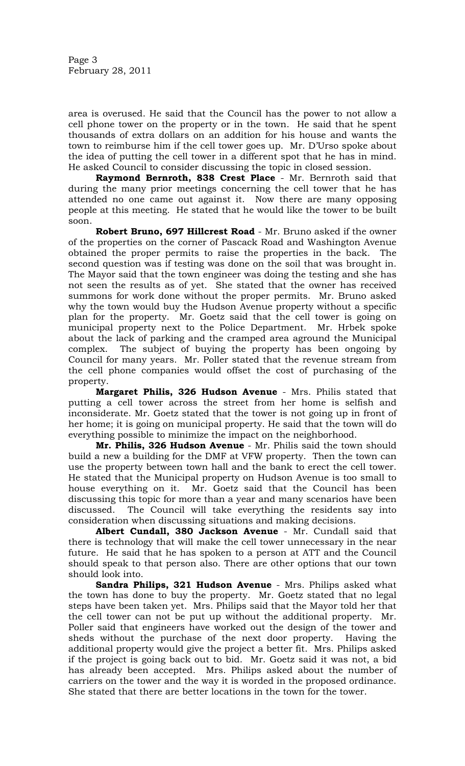area is overused. He said that the Council has the power to not allow a cell phone tower on the property or in the town. He said that he spent thousands of extra dollars on an addition for his house and wants the town to reimburse him if the cell tower goes up. Mr. D'Urso spoke about the idea of putting the cell tower in a different spot that he has in mind. He asked Council to consider discussing the topic in closed session.

**Raymond Bernroth, 838 Crest Place** - Mr. Bernroth said that during the many prior meetings concerning the cell tower that he has attended no one came out against it. Now there are many opposing people at this meeting. He stated that he would like the tower to be built soon.

**Robert Bruno, 697 Hillcrest Road** - Mr. Bruno asked if the owner of the properties on the corner of Pascack Road and Washington Avenue obtained the proper permits to raise the properties in the back. The second question was if testing was done on the soil that was brought in. The Mayor said that the town engineer was doing the testing and she has not seen the results as of yet. She stated that the owner has received summons for work done without the proper permits. Mr. Bruno asked why the town would buy the Hudson Avenue property without a specific plan for the property. Mr. Goetz said that the cell tower is going on municipal property next to the Police Department. Mr. Hrbek spoke about the lack of parking and the cramped area aground the Municipal complex. The subject of buying the property has been ongoing by Council for many years. Mr. Poller stated that the revenue stream from the cell phone companies would offset the cost of purchasing of the property.

**Margaret Philis, 326 Hudson Avenue** - Mrs. Philis stated that putting a cell tower across the street from her home is selfish and inconsiderate. Mr. Goetz stated that the tower is not going up in front of her home; it is going on municipal property. He said that the town will do everything possible to minimize the impact on the neighborhood.

**Mr. Philis, 326 Hudson Avenue** - Mr. Philis said the town should build a new a building for the DMF at VFW property. Then the town can use the property between town hall and the bank to erect the cell tower. He stated that the Municipal property on Hudson Avenue is too small to house everything on it. Mr. Goetz said that the Council has been discussing this topic for more than a year and many scenarios have been discussed. The Council will take everything the residents say into consideration when discussing situations and making decisions.

**Albert Cundall, 380 Jackson Avenue** - Mr. Cundall said that there is technology that will make the cell tower unnecessary in the near future. He said that he has spoken to a person at ATT and the Council should speak to that person also. There are other options that our town should look into.

**Sandra Philips, 321 Hudson Avenue** - Mrs. Philips asked what the town has done to buy the property. Mr. Goetz stated that no legal steps have been taken yet. Mrs. Philips said that the Mayor told her that the cell tower can not be put up without the additional property. Mr. Poller said that engineers have worked out the design of the tower and sheds without the purchase of the next door property. Having the additional property would give the project a better fit. Mrs. Philips asked if the project is going back out to bid. Mr. Goetz said it was not, a bid has already been accepted. Mrs. Philips asked about the number of carriers on the tower and the way it is worded in the proposed ordinance. She stated that there are better locations in the town for the tower.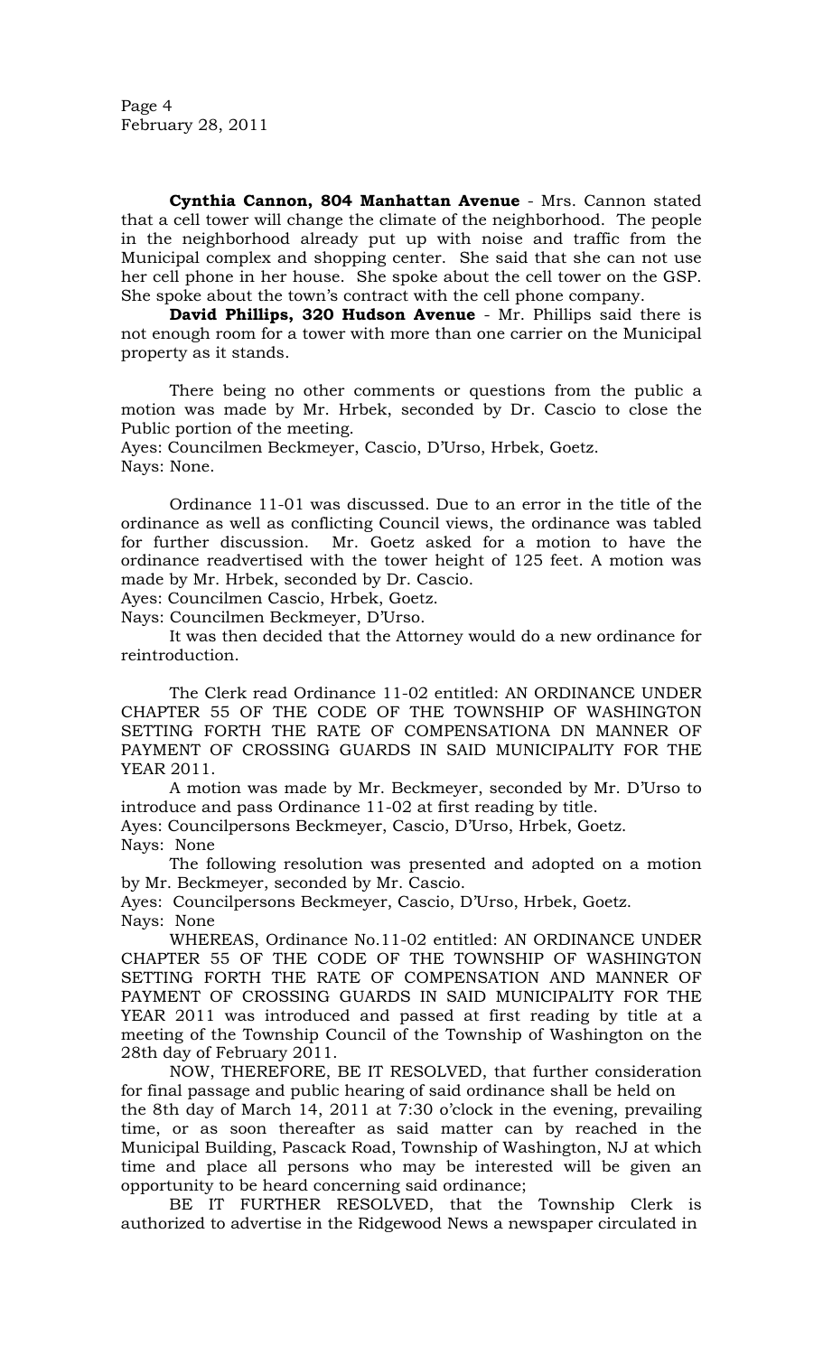**Cynthia Cannon, 804 Manhattan Avenue** - Mrs. Cannon stated that a cell tower will change the climate of the neighborhood. The people in the neighborhood already put up with noise and traffic from the Municipal complex and shopping center. She said that she can not use her cell phone in her house. She spoke about the cell tower on the GSP. She spoke about the town's contract with the cell phone company.

**David Phillips, 320 Hudson Avenue** - Mr. Phillips said there is not enough room for a tower with more than one carrier on the Municipal property as it stands.

There being no other comments or questions from the public a motion was made by Mr. Hrbek, seconded by Dr. Cascio to close the Public portion of the meeting.
Ayes: Councilmen Beckmeyer, Cascio, D'Urso, Hrbek, Goetz.
Nays: None.

Ordinance 11-01 was discussed. Due to an error in the title of the ordinance as well as conflicting Council views, the ordinance was tabled for further discussion. Mr. Goetz asked for a motion to have the ordinance readvertised with the tower height of 125 feet. A motion was made by Mr. Hrbek, seconded by Dr. Cascio.
Ayes: Councilmen Cascio, Hrbek, Goetz.
Nays: Councilmen Beckmeyer, D'Urso.

It was then decided that the Attorney would do a new ordinance for reintroduction.

The Clerk read Ordinance 11-02 entitled: AN ORDINANCE UNDER CHAPTER 55 OF THE CODE OF THE TOWNSHIP OF WASHINGTON SETTING FORTH THE RATE OF COMPENSATIONA DN MANNER OF PAYMENT OF CROSSING GUARDS IN SAID MUNICIPALITY FOR THE YEAR 2011.

A motion was made by Mr. Beckmeyer, seconded by Mr. D'Urso to introduce and pass Ordinance 11-02 at first reading by title.
Ayes: Councilpersons Beckmeyer, Cascio, D'Urso, Hrbek, Goetz.
Nays: None

The following resolution was presented and adopted on a motion by Mr. Beckmeyer, seconded by Mr. Cascio.
Ayes: Councilpersons Beckmeyer, Cascio, D'Urso, Hrbek, Goetz.
Nays: None

WHEREAS, Ordinance No.11-02 entitled: AN ORDINANCE UNDER CHAPTER 55 OF THE CODE OF THE TOWNSHIP OF WASHINGTON SETTING FORTH THE RATE OF COMPENSATION AND MANNER OF PAYMENT OF CROSSING GUARDS IN SAID MUNICIPALITY FOR THE YEAR 2011 was introduced and passed at first reading by title at a meeting of the Township Council of the Township of Washington on the 28th day of February 2011.

NOW, THEREFORE, BE IT RESOLVED, that further consideration for final passage and public hearing of said ordinance shall be held on the 8th day of March 14, 2011 at 7:30 o'clock in the evening, prevailing time, or as soon thereafter as said matter can by reached in the Municipal Building, Pascack Road, Township of Washington, NJ at which time and place all persons who may be interested will be given an opportunity to be heard concerning said ordinance;

BE IT FURTHER RESOLVED, that the Township Clerk is authorized to advertise in the Ridgewood News a newspaper circulated in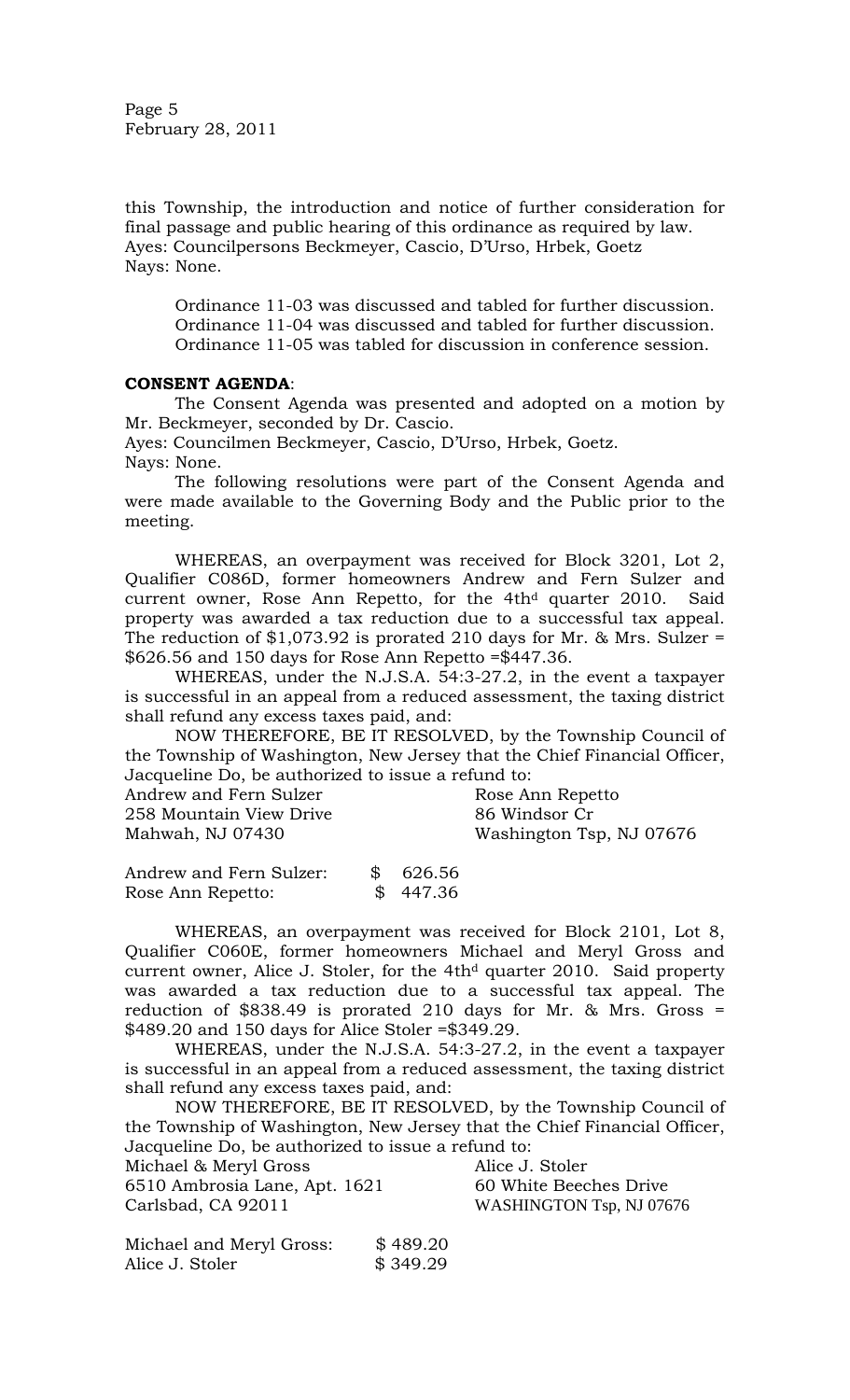this Township, the introduction and notice of further consideration for final passage and public hearing of this ordinance as required by law.
Ayes: Councilpersons Beckmeyer, Cascio, D'Urso, Hrbek, Goetz
Nays: None.

Ordinance 11-03 was discussed and tabled for further discussion.
Ordinance 11-04 was discussed and tabled for further discussion.
Ordinance 11-05 was tabled for discussion in conference session.

**CONSENT AGENDA**:

The Consent Agenda was presented and adopted on a motion by Mr. Beckmeyer, seconded by Dr. Cascio.
Ayes: Councilmen Beckmeyer, Cascio, D'Urso, Hrbek, Goetz.
Nays: None.

The following resolutions were part of the Consent Agenda and were made available to the Governing Body and the Public prior to the meeting.

WHEREAS, an overpayment was received for Block 3201, Lot 2, Qualifier C086D, former homeowners Andrew and Fern Sulzer and current owner, Rose Ann Repetto, for the 4th[d] quarter 2010. Said property was awarded a tax reduction due to a successful tax appeal. The reduction of $1,073.92 is prorated 210 days for Mr. & Mrs. Sulzer = $626.56 and 150 days for Rose Ann Repetto =$447.36.

WHEREAS, under the N.J.S.A. 54:3-27.2, in the event a taxpayer is successful in an appeal from a reduced assessment, the taxing district shall refund any excess taxes paid, and:

NOW THEREFORE, BE IT RESOLVED, by the Township Council of the Township of Washington, New Jersey that the Chief Financial Officer, Jacqueline Do, be authorized to issue a refund to:

| Andrew and Fern Sulzer | Rose Ann Repetto |
|---|---|
| 258 Mountain View Drive | 86 Windsor Cr |
| Mahwah, NJ 07430 | Washington Tsp, NJ 07676 |

Andrew and Fern Sulzer: $ 626.56
Rose Ann Repetto: $ 447.36

WHEREAS, an overpayment was received for Block 2101, Lot 8, Qualifier C060E, former homeowners Michael and Meryl Gross and current owner, Alice J. Stoler, for the 4th[d] quarter 2010. Said property was awarded a tax reduction due to a successful tax appeal. The reduction of $838.49 is prorated 210 days for Mr. & Mrs. Gross = $489.20 and 150 days for Alice Stoler =$349.29.

WHEREAS, under the N.J.S.A. 54:3-27.2, in the event a taxpayer is successful in an appeal from a reduced assessment, the taxing district shall refund any excess taxes paid, and:

NOW THEREFORE, BE IT RESOLVED, by the Township Council of the Township of Washington, New Jersey that the Chief Financial Officer, Jacqueline Do, be authorized to issue a refund to:

| Michael & Meryl Gross | Alice J. Stoler |
|---|---|
| 6510 Ambrosia Lane, Apt. 1621 | 60 White Beeches Drive |
| Carlsbad, CA 92011 | WASHINGTON Tsp, NJ 07676 |

Michael and Meryl Gross: $ 489.20
Alice J. Stoler $ 349.29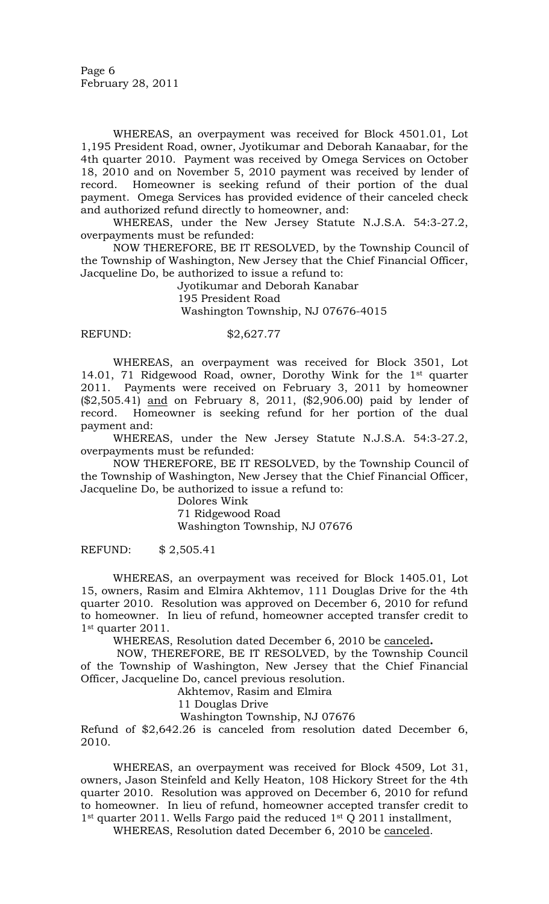WHEREAS, an overpayment was received for Block 4501.01, Lot 1,195 President Road, owner, Jyotikumar and Deborah Kanaabar, for the 4th quarter 2010. Payment was received by Omega Services on October 18, 2010 and on November 5, 2010 payment was received by lender of record. Homeowner is seeking refund of their portion of the dual payment. Omega Services has provided evidence of their canceled check and authorized refund directly to homeowner, and:

WHEREAS, under the New Jersey Statute N.J.S.A. 54:3-27.2, overpayments must be refunded:

NOW THEREFORE, BE IT RESOLVED, by the Township Council of the Township of Washington, New Jersey that the Chief Financial Officer, Jacqueline Do, be authorized to issue a refund to:

Jyotikumar and Deborah Kanabar
195 President Road
Washington Township, NJ 07676-4015

REFUND: $2,627.77

WHEREAS, an overpayment was received for Block 3501, Lot 14.01, 71 Ridgewood Road, owner, Dorothy Wink for the 1st quarter 2011. Payments were received on February 3, 2011 by homeowner ($2,505.41) <u>and</u> on February 8, 2011, ($2,906.00) paid by lender of record. Homeowner is seeking refund for her portion of the dual payment and:

WHEREAS, under the New Jersey Statute N.J.S.A. 54:3-27.2, overpayments must be refunded:

NOW THEREFORE, BE IT RESOLVED, by the Township Council of the Township of Washington, New Jersey that the Chief Financial Officer, Jacqueline Do, be authorized to issue a refund to:

Dolores Wink
71 Ridgewood Road
Washington Township, NJ 07676

REFUND: $ 2,505.41

WHEREAS, an overpayment was received for Block 1405.01, Lot 15, owners, Rasim and Elmira Akhtemov, 111 Douglas Drive for the 4th quarter 2010. Resolution was approved on December 6, 2010 for refund to homeowner. In lieu of refund, homeowner accepted transfer credit to 1st quarter 2011.

WHEREAS, Resolution dated December 6, 2010 be <u>canceled</u>**.**

NOW, THEREFORE, BE IT RESOLVED, by the Township Council of the Township of Washington, New Jersey that the Chief Financial Officer, Jacqueline Do, cancel previous resolution.

Akhtemov, Rasim and Elmira
11 Douglas Drive
Washington Township, NJ 07676

Refund of $2,642.26 is canceled from resolution dated December 6, 2010.

WHEREAS, an overpayment was received for Block 4509, Lot 31, owners, Jason Steinfeld and Kelly Heaton, 108 Hickory Street for the 4th quarter 2010. Resolution was approved on December 6, 2010 for refund to homeowner. In lieu of refund, homeowner accepted transfer credit to 1st quarter 2011. Wells Fargo paid the reduced 1st Q 2011 installment,

WHEREAS, Resolution dated December 6, 2010 be <u>canceled</u>.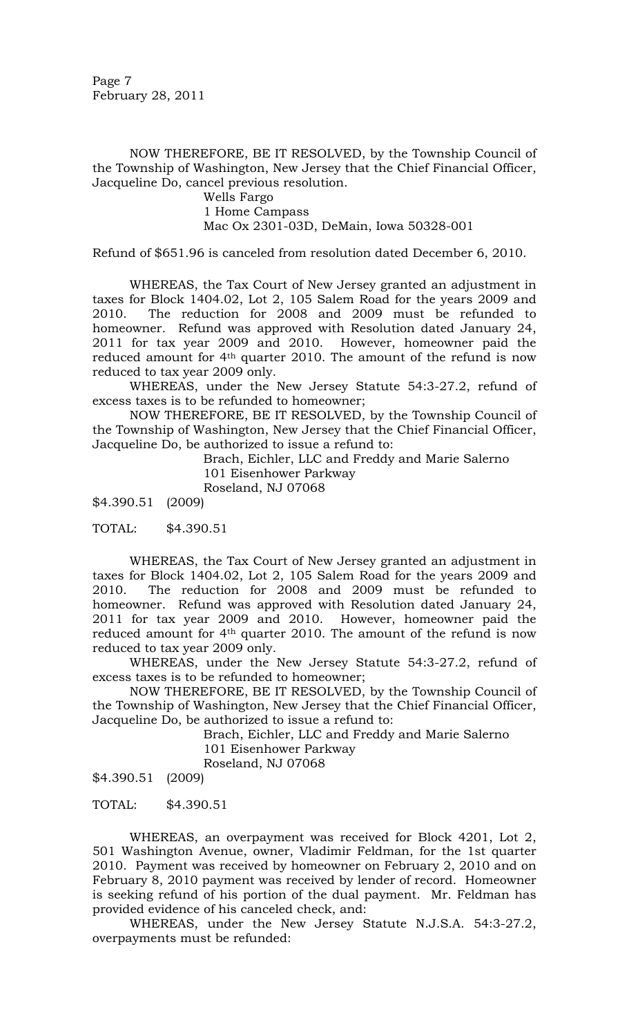NOW THEREFORE, BE IT RESOLVED, by the Township Council of the Township of Washington, New Jersey that the Chief Financial Officer, Jacqueline Do, cancel previous resolution.

Wells Fargo
1 Home Campass
Mac Ox 2301-03D, DeMain, Iowa 50328-001

Refund of $651.96 is canceled from resolution dated December 6, 2010.

WHEREAS, the Tax Court of New Jersey granted an adjustment in taxes for Block 1404.02, Lot 2, 105 Salem Road for the years 2009 and 2010. The reduction for 2008 and 2009 must be refunded to homeowner. Refund was approved with Resolution dated January 24, 2011 for tax year 2009 and 2010. However, homeowner paid the reduced amount for 4th quarter 2010. The amount of the refund is now reduced to tax year 2009 only.

WHEREAS, under the New Jersey Statute 54:3-27.2, refund of excess taxes is to be refunded to homeowner;

NOW THEREFORE, BE IT RESOLVED, by the Township Council of the Township of Washington, New Jersey that the Chief Financial Officer, Jacqueline Do, be authorized to issue a refund to:

Brach, Eichler, LLC and Freddy and Marie Salerno
101 Eisenhower Parkway
Roseland, NJ 07068

$4.390.51 (2009)

TOTAL: $4.390.51

WHEREAS, the Tax Court of New Jersey granted an adjustment in taxes for Block 1404.02, Lot 2, 105 Salem Road for the years 2009 and 2010. The reduction for 2008 and 2009 must be refunded to homeowner. Refund was approved with Resolution dated January 24, 2011 for tax year 2009 and 2010. However, homeowner paid the reduced amount for 4th quarter 2010. The amount of the refund is now reduced to tax year 2009 only.

WHEREAS, under the New Jersey Statute 54:3-27.2, refund of excess taxes is to be refunded to homeowner;

NOW THEREFORE, BE IT RESOLVED, by the Township Council of the Township of Washington, New Jersey that the Chief Financial Officer, Jacqueline Do, be authorized to issue a refund to:

Brach, Eichler, LLC and Freddy and Marie Salerno
101 Eisenhower Parkway
Roseland, NJ 07068

$4.390.51 (2009)

TOTAL: $4.390.51

WHEREAS, an overpayment was received for Block 4201, Lot 2, 501 Washington Avenue, owner, Vladimir Feldman, for the 1st quarter 2010. Payment was received by homeowner on February 2, 2010 and on February 8, 2010 payment was received by lender of record. Homeowner is seeking refund of his portion of the dual payment. Mr. Feldman has provided evidence of his canceled check, and:

WHEREAS, under the New Jersey Statute N.J.S.A. 54:3-27.2, overpayments must be refunded: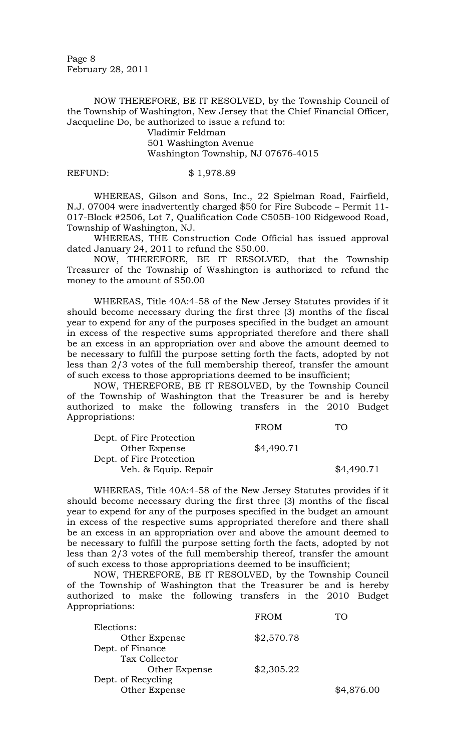NOW THEREFORE, BE IT RESOLVED, by the Township Council of the Township of Washington, New Jersey that the Chief Financial Officer, Jacqueline Do, be authorized to issue a refund to:

Vladimir Feldman
501 Washington Avenue
Washington Township, NJ 07676-4015

REFUND: $ 1,978.89

WHEREAS, Gilson and Sons, Inc., 22 Spielman Road, Fairfield, N.J. 07004 were inadvertently charged $50 for Fire Subcode – Permit 11-017-Block #2506, Lot 7, Qualification Code C505B-100 Ridgewood Road, Township of Washington, NJ.

WHEREAS, THE Construction Code Official has issued approval dated January 24, 2011 to refund the $50.00.

NOW, THEREFORE, BE IT RESOLVED, that the Township Treasurer of the Township of Washington is authorized to refund the money to the amount of $50.00

WHEREAS, Title 40A:4-58 of the New Jersey Statutes provides if it should become necessary during the first three (3) months of the fiscal year to expend for any of the purposes specified in the budget an amount in excess of the respective sums appropriated therefore and there shall be an excess in an appropriation over and above the amount deemed to be necessary to fulfill the purpose setting forth the facts, adopted by not less than 2/3 votes of the full membership thereof, transfer the amount of such excess to those appropriations deemed to be insufficient;

NOW, THEREFORE, BE IT RESOLVED, by the Township Council of the Township of Washington that the Treasurer be and is hereby authorized to make the following transfers in the 2010 Budget Appropriations:

| | FROM | TO |
|---|---|---|
| Dept. of Fire Protection | | |
| Other Expense | $4,490.71 | |
| Dept. of Fire Protection | | |
| Veh. & Equip. Repair | | $4,490.71 |

WHEREAS, Title 40A:4-58 of the New Jersey Statutes provides if it should become necessary during the first three (3) months of the fiscal year to expend for any of the purposes specified in the budget an amount in excess of the respective sums appropriated therefore and there shall be an excess in an appropriation over and above the amount deemed to be necessary to fulfill the purpose setting forth the facts, adopted by not less than 2/3 votes of the full membership thereof, transfer the amount of such excess to those appropriations deemed to be insufficient;

NOW, THEREFORE, BE IT RESOLVED, by the Township Council of the Township of Washington that the Treasurer be and is hereby authorized to make the following transfers in the 2010 Budget Appropriations:

| | FROM | TO |
|---|---|---|
| Elections: | | |
| Other Expense | $2,570.78 | |
| Dept. of Finance | | |
| Tax Collector | | |
| Other Expense | $2,305.22 | |
| Dept. of Recycling | | |
| Other Expense | | $4,876.00 |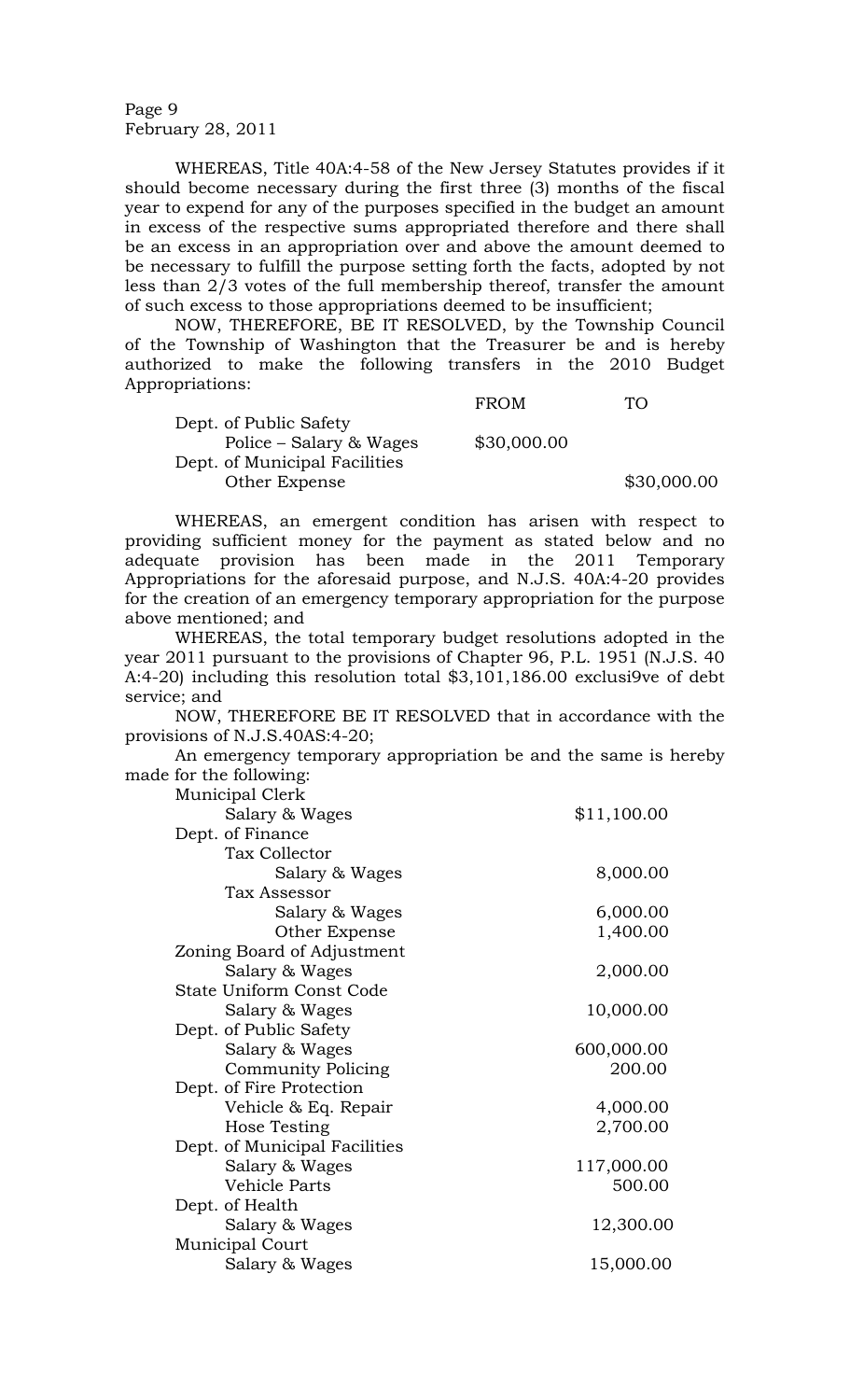Page 9
February 28, 2011

WHEREAS, Title 40A:4-58 of the New Jersey Statutes provides if it should become necessary during the first three (3) months of the fiscal year to expend for any of the purposes specified in the budget an amount in excess of the respective sums appropriated therefore and there shall be an excess in an appropriation over and above the amount deemed to be necessary to fulfill the purpose setting forth the facts, adopted by not less than 2/3 votes of the full membership thereof, transfer the amount of such excess to those appropriations deemed to be insufficient;

NOW, THEREFORE, BE IT RESOLVED, by the Township Council of the Township of Washington that the Treasurer be and is hereby authorized to make the following transfers in the 2010 Budget Appropriations:

| | FROM | TO |
|---|---|---|
| Dept. of Public Safety | | |
| Police – Salary & Wages | $30,000.00 | |
| Dept. of Municipal Facilities | | |
| Other Expense | | $30,000.00 |

WHEREAS, an emergent condition has arisen with respect to providing sufficient money for the payment as stated below and no adequate provision has been made in the 2011 Temporary Appropriations for the aforesaid purpose, and N.J.S. 40A:4-20 provides for the creation of an emergency temporary appropriation for the purpose above mentioned; and

WHEREAS, the total temporary budget resolutions adopted in the year 2011 pursuant to the provisions of Chapter 96, P.L. 1951 (N.J.S. 40 A:4-20) including this resolution total $3,101,186.00 exclusi9ve of debt service; and

NOW, THEREFORE BE IT RESOLVED that in accordance with the provisions of N.J.S.40AS:4-20;

An emergency temporary appropriation be and the same is hereby made for the following:

| | |
|---|---|
| Municipal Clerk | |
| Salary & Wages | $11,100.00 |
| Dept. of Finance | |
| Tax Collector | |
| Salary & Wages | 8,000.00 |
| Tax Assessor | |
| Salary & Wages | 6,000.00 |
| Other Expense | 1,400.00 |
| Zoning Board of Adjustment | |
| Salary & Wages | 2,000.00 |
| State Uniform Const Code | |
| Salary & Wages | 10,000.00 |
| Dept. of Public Safety | |
| Salary & Wages | 600,000.00 |
| Community Policing | 200.00 |
| Dept. of Fire Protection | |
| Vehicle & Eq. Repair | 4,000.00 |
| Hose Testing | 2,700.00 |
| Dept. of Municipal Facilities | |
| Salary & Wages | 117,000.00 |
| Vehicle Parts | 500.00 |
| Dept. of Health | |
| Salary & Wages | 12,300.00 |
| Municipal Court | |
| Salary & Wages | 15,000.00 |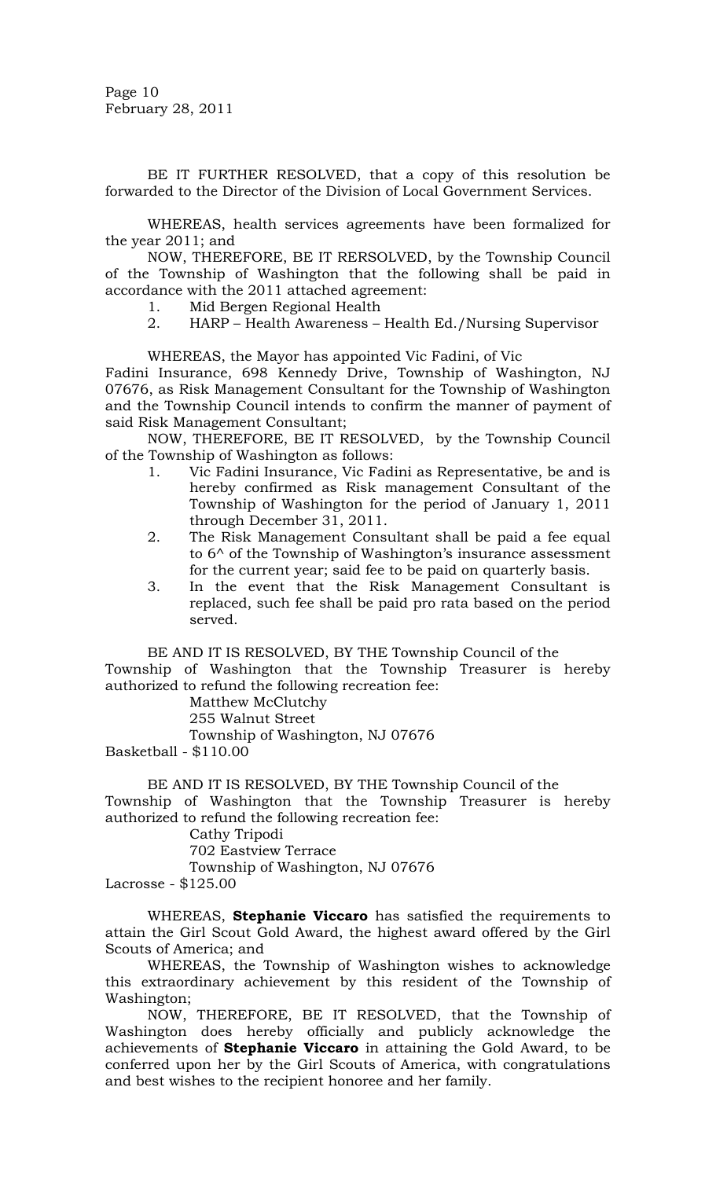BE IT FURTHER RESOLVED, that a copy of this resolution be forwarded to the Director of the Division of Local Government Services.

WHEREAS, health services agreements have been formalized for the year 2011; and

NOW, THEREFORE, BE IT RERSOLVED, by the Township Council of the Township of Washington that the following shall be paid in accordance with the 2011 attached agreement:

1. Mid Bergen Regional Health
2. HARP – Health Awareness – Health Ed./Nursing Supervisor

WHEREAS, the Mayor has appointed Vic Fadini, of Vic Fadini Insurance, 698 Kennedy Drive, Township of Washington, NJ 07676, as Risk Management Consultant for the Township of Washington and the Township Council intends to confirm the manner of payment of said Risk Management Consultant;

NOW, THEREFORE, BE IT RESOLVED, by the Township Council of the Township of Washington as follows:

1. Vic Fadini Insurance, Vic Fadini as Representative, be and is hereby confirmed as Risk management Consultant of the Township of Washington for the period of January 1, 2011 through December 31, 2011.
2. The Risk Management Consultant shall be paid a fee equal to 6^ of the Township of Washington's insurance assessment for the current year; said fee to be paid on quarterly basis.
3. In the event that the Risk Management Consultant is replaced, such fee shall be paid pro rata based on the period served.

BE AND IT IS RESOLVED, BY THE Township Council of the Township of Washington that the Township Treasurer is hereby authorized to refund the following recreation fee:

Matthew McClutchy
255 Walnut Street
Township of Washington, NJ 07676

Basketball - $110.00

BE AND IT IS RESOLVED, BY THE Township Council of the Township of Washington that the Township Treasurer is hereby authorized to refund the following recreation fee:

Cathy Tripodi
702 Eastview Terrace
Township of Washington, NJ 07676

Lacrosse - $125.00

WHEREAS, **Stephanie Viccaro** has satisfied the requirements to attain the Girl Scout Gold Award, the highest award offered by the Girl Scouts of America; and

WHEREAS, the Township of Washington wishes to acknowledge this extraordinary achievement by this resident of the Township of Washington;

NOW, THEREFORE, BE IT RESOLVED, that the Township of Washington does hereby officially and publicly acknowledge the achievements of **Stephanie Viccaro** in attaining the Gold Award, to be conferred upon her by the Girl Scouts of America, with congratulations and best wishes to the recipient honoree and her family.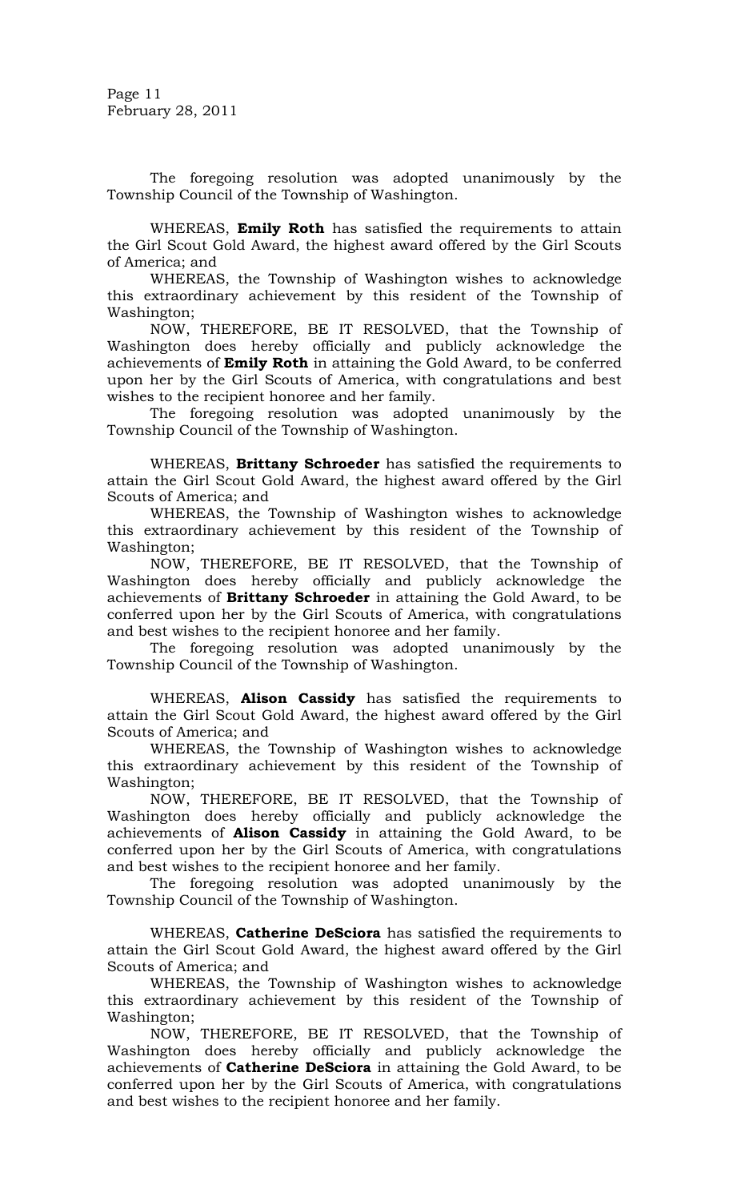The foregoing resolution was adopted unanimously by the Township Council of the Township of Washington.

WHEREAS, **Emily Roth** has satisfied the requirements to attain the Girl Scout Gold Award, the highest award offered by the Girl Scouts of America; and

WHEREAS, the Township of Washington wishes to acknowledge this extraordinary achievement by this resident of the Township of Washington;

NOW, THEREFORE, BE IT RESOLVED, that the Township of Washington does hereby officially and publicly acknowledge the achievements of **Emily Roth** in attaining the Gold Award, to be conferred upon her by the Girl Scouts of America, with congratulations and best wishes to the recipient honoree and her family.

The foregoing resolution was adopted unanimously by the Township Council of the Township of Washington.

WHEREAS, **Brittany Schroeder** has satisfied the requirements to attain the Girl Scout Gold Award, the highest award offered by the Girl Scouts of America; and

WHEREAS, the Township of Washington wishes to acknowledge this extraordinary achievement by this resident of the Township of Washington;

NOW, THEREFORE, BE IT RESOLVED, that the Township of Washington does hereby officially and publicly acknowledge the achievements of **Brittany Schroeder** in attaining the Gold Award, to be conferred upon her by the Girl Scouts of America, with congratulations and best wishes to the recipient honoree and her family.

The foregoing resolution was adopted unanimously by the Township Council of the Township of Washington.

WHEREAS, **Alison Cassidy** has satisfied the requirements to attain the Girl Scout Gold Award, the highest award offered by the Girl Scouts of America; and

WHEREAS, the Township of Washington wishes to acknowledge this extraordinary achievement by this resident of the Township of Washington;

NOW, THEREFORE, BE IT RESOLVED, that the Township of Washington does hereby officially and publicly acknowledge the achievements of **Alison Cassidy** in attaining the Gold Award, to be conferred upon her by the Girl Scouts of America, with congratulations and best wishes to the recipient honoree and her family.

The foregoing resolution was adopted unanimously by the Township Council of the Township of Washington.

WHEREAS, **Catherine DeSciora** has satisfied the requirements to attain the Girl Scout Gold Award, the highest award offered by the Girl Scouts of America; and

WHEREAS, the Township of Washington wishes to acknowledge this extraordinary achievement by this resident of the Township of Washington;

NOW, THEREFORE, BE IT RESOLVED, that the Township of Washington does hereby officially and publicly acknowledge the achievements of **Catherine DeSciora** in attaining the Gold Award, to be conferred upon her by the Girl Scouts of America, with congratulations and best wishes to the recipient honoree and her family.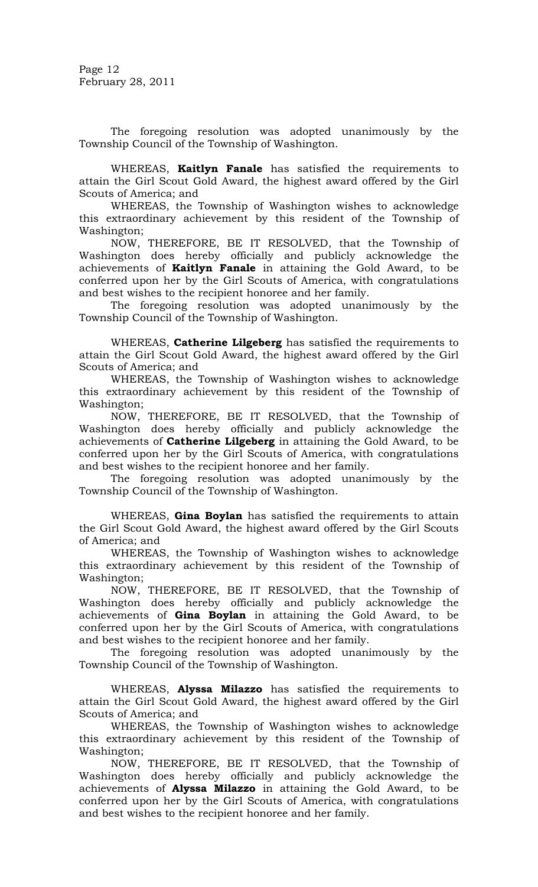The foregoing resolution was adopted unanimously by the Township Council of the Township of Washington.

WHEREAS, **Kaitlyn Fanale** has satisfied the requirements to attain the Girl Scout Gold Award, the highest award offered by the Girl Scouts of America; and

WHEREAS, the Township of Washington wishes to acknowledge this extraordinary achievement by this resident of the Township of Washington;

NOW, THEREFORE, BE IT RESOLVED, that the Township of Washington does hereby officially and publicly acknowledge the achievements of **Kaitlyn Fanale** in attaining the Gold Award, to be conferred upon her by the Girl Scouts of America, with congratulations and best wishes to the recipient honoree and her family.

The foregoing resolution was adopted unanimously by the Township Council of the Township of Washington.

WHEREAS, **Catherine Lilgeberg** has satisfied the requirements to attain the Girl Scout Gold Award, the highest award offered by the Girl Scouts of America; and

WHEREAS, the Township of Washington wishes to acknowledge this extraordinary achievement by this resident of the Township of Washington;

NOW, THEREFORE, BE IT RESOLVED, that the Township of Washington does hereby officially and publicly acknowledge the achievements of **Catherine Lilgeberg** in attaining the Gold Award, to be conferred upon her by the Girl Scouts of America, with congratulations and best wishes to the recipient honoree and her family.

The foregoing resolution was adopted unanimously by the Township Council of the Township of Washington.

WHEREAS, **Gina Boylan** has satisfied the requirements to attain the Girl Scout Gold Award, the highest award offered by the Girl Scouts of America; and

WHEREAS, the Township of Washington wishes to acknowledge this extraordinary achievement by this resident of the Township of Washington;

NOW, THEREFORE, BE IT RESOLVED, that the Township of Washington does hereby officially and publicly acknowledge the achievements of **Gina Boylan** in attaining the Gold Award, to be conferred upon her by the Girl Scouts of America, with congratulations and best wishes to the recipient honoree and her family.

The foregoing resolution was adopted unanimously by the Township Council of the Township of Washington.

WHEREAS, **Alyssa Milazzo** has satisfied the requirements to attain the Girl Scout Gold Award, the highest award offered by the Girl Scouts of America; and

WHEREAS, the Township of Washington wishes to acknowledge this extraordinary achievement by this resident of the Township of Washington;

NOW, THEREFORE, BE IT RESOLVED, that the Township of Washington does hereby officially and publicly acknowledge the achievements of **Alyssa Milazzo** in attaining the Gold Award, to be conferred upon her by the Girl Scouts of America, with congratulations and best wishes to the recipient honoree and her family.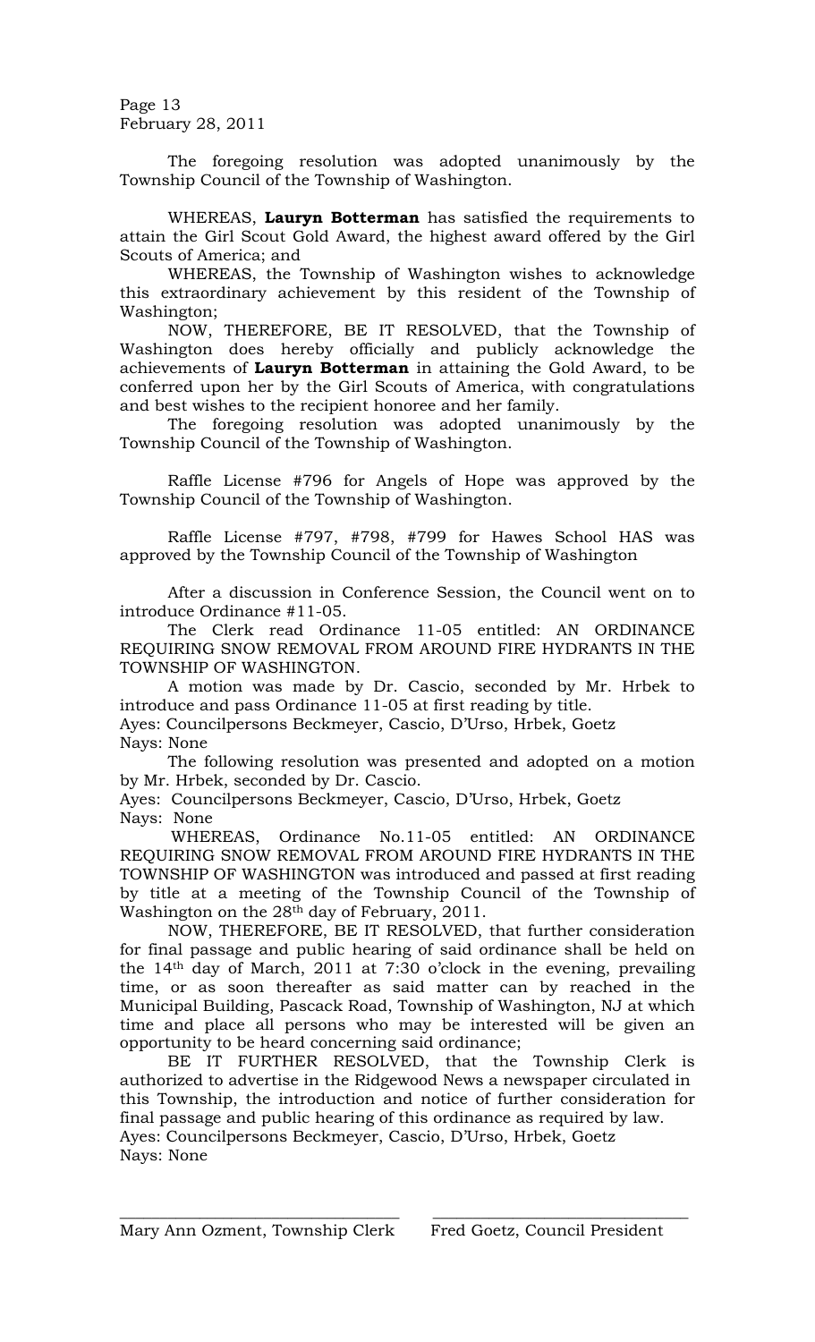The foregoing resolution was adopted unanimously by the Township Council of the Township of Washington.

WHEREAS, **Lauryn Botterman** has satisfied the requirements to attain the Girl Scout Gold Award, the highest award offered by the Girl Scouts of America; and

WHEREAS, the Township of Washington wishes to acknowledge this extraordinary achievement by this resident of the Township of Washington;

NOW, THEREFORE, BE IT RESOLVED, that the Township of Washington does hereby officially and publicly acknowledge the achievements of **Lauryn Botterman** in attaining the Gold Award, to be conferred upon her by the Girl Scouts of America, with congratulations and best wishes to the recipient honoree and her family.

The foregoing resolution was adopted unanimously by the Township Council of the Township of Washington.

Raffle License #796 for Angels of Hope was approved by the Township Council of the Township of Washington.

Raffle License #797, #798, #799 for Hawes School HAS was approved by the Township Council of the Township of Washington

After a discussion in Conference Session, the Council went on to introduce Ordinance #11-05.

The Clerk read Ordinance 11-05 entitled: AN ORDINANCE REQUIRING SNOW REMOVAL FROM AROUND FIRE HYDRANTS IN THE TOWNSHIP OF WASHINGTON.

A motion was made by Dr. Cascio, seconded by Mr. Hrbek to introduce and pass Ordinance 11-05 at first reading by title.

Ayes: Councilpersons Beckmeyer, Cascio, D'Urso, Hrbek, Goetz
Nays: None

The following resolution was presented and adopted on a motion by Mr. Hrbek, seconded by Dr. Cascio.

Ayes: Councilpersons Beckmeyer, Cascio, D'Urso, Hrbek, Goetz
Nays: None

WHEREAS, Ordinance No.11-05 entitled: AN ORDINANCE REQUIRING SNOW REMOVAL FROM AROUND FIRE HYDRANTS IN THE TOWNSHIP OF WASHINGTON was introduced and passed at first reading by title at a meeting of the Township Council of the Township of Washington on the 28th day of February, 2011.

NOW, THEREFORE, BE IT RESOLVED, that further consideration for final passage and public hearing of said ordinance shall be held on the 14th day of March, 2011 at 7:30 o'clock in the evening, prevailing time, or as soon thereafter as said matter can by reached in the Municipal Building, Pascack Road, Township of Washington, NJ at which time and place all persons who may be interested will be given an opportunity to be heard concerning said ordinance;

BE IT FURTHER RESOLVED, that the Township Clerk is authorized to advertise in the Ridgewood News a newspaper circulated in this Township, the introduction and notice of further consideration for final passage and public hearing of this ordinance as required by law.

Ayes: Councilpersons Beckmeyer, Cascio, D'Urso, Hrbek, Goetz
Nays: None

\_\_\_\_\_\_\_\_\_\_\_\_\_\_\_\_\_\_\_\_\_\_\_\_\_\_\_\_\_\_ \_\_\_\_\_\_\_\_\_\_\_\_\_\_\_\_\_\_\_\_\_\_\_\_\_\_\_\_\_\_

Mary Ann Ozment, Township Clerk    Fred Goetz, Council President